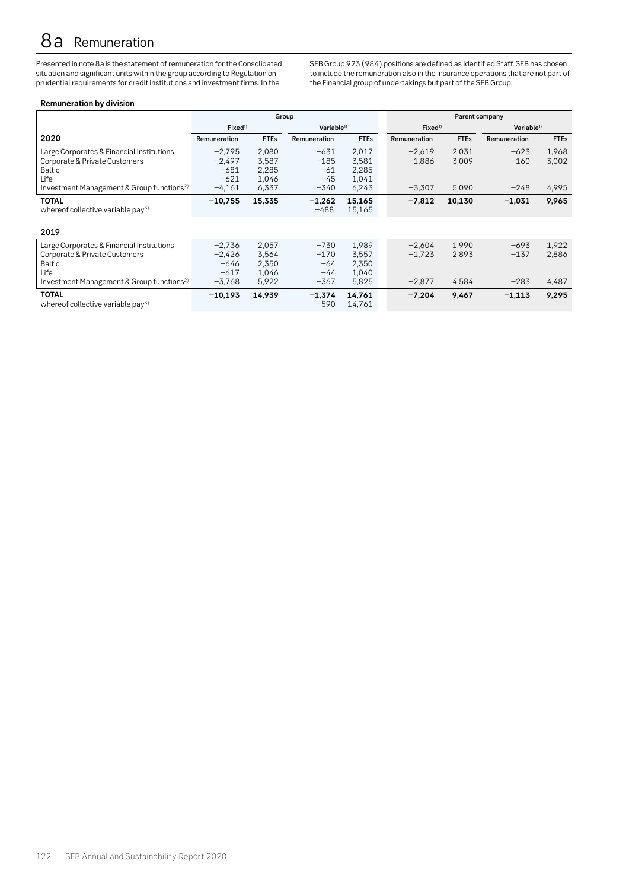# 8a Remuneration

Presented in note 8a is the statement of remuneration for the Consolidated situation and significant units within the group according to Regulation on prudential requirements for credit institutions and investment firms. In the SEB Group 923 (984) positions are defined as Identified Staff. SEB has chosen to include the remuneration also in the insurance operations that are not part of the Financial group of undertakings but part of the SEB Group.

**Remuneration by division**

| | Group | | | | Parent company | | | |
|---|---|---|---|---|---|---|---|---|
| | Fixed[1] | | Variable[1] | | Fixed[1] | | Variable[1] | |
| **2020** | Remuneration | FTEs | Remuneration | FTEs | Remuneration | FTEs | Remuneration | FTEs |
| Large Corporates & Financial Institutions | −2,795 | 2,080 | −631 | 2,017 | −2,619 | 2,031 | −623 | 1,968 |
| Corporate & Private Customers | −2,497 | 3,587 | −185 | 3,581 | −1,886 | 3,009 | −160 | 3,002 |
| Baltic | −681 | 2,285 | −61 | 2,285 | | | | |
| Life | −621 | 1,046 | −45 | 1,041 | | | | |
| Investment Management & Group functions[2] | −4,161 | 6,337 | −340 | 6,243 | −3,307 | 5,090 | −248 | 4,995 |
| **TOTAL** | **−10,755** | **15,335** | **−1,262** | **15,165** | **−7,812** | **10,130** | **−1,031** | **9,965** |
| whereof collective variable pay[3] | | | −488 | 15,165 | | | | |
| **2019** | | | | | | | | |
| Large Corporates & Financial Institutions | −2,736 | 2,057 | −730 | 1,989 | −2,604 | 1,990 | −693 | 1,922 |
| Corporate & Private Customers | −2,426 | 3,564 | −170 | 3,557 | −1,723 | 2,893 | −137 | 2,886 |
| Baltic | −646 | 2,350 | −64 | 2,350 | | | | |
| Life | −617 | 1,046 | −44 | 1,040 | | | | |
| Investment Management & Group functions[2] | −3,768 | 5,922 | −367 | 5,825 | −2,877 | 4,584 | −283 | 4,487 |
| **TOTAL** | **−10,193** | **14,939** | **−1,374** | **14,761** | **−7,204** | **9,467** | **−1,113** | **9,295** |
| whereof collective variable pay[3] | | | −590 | 14,761 | | | | |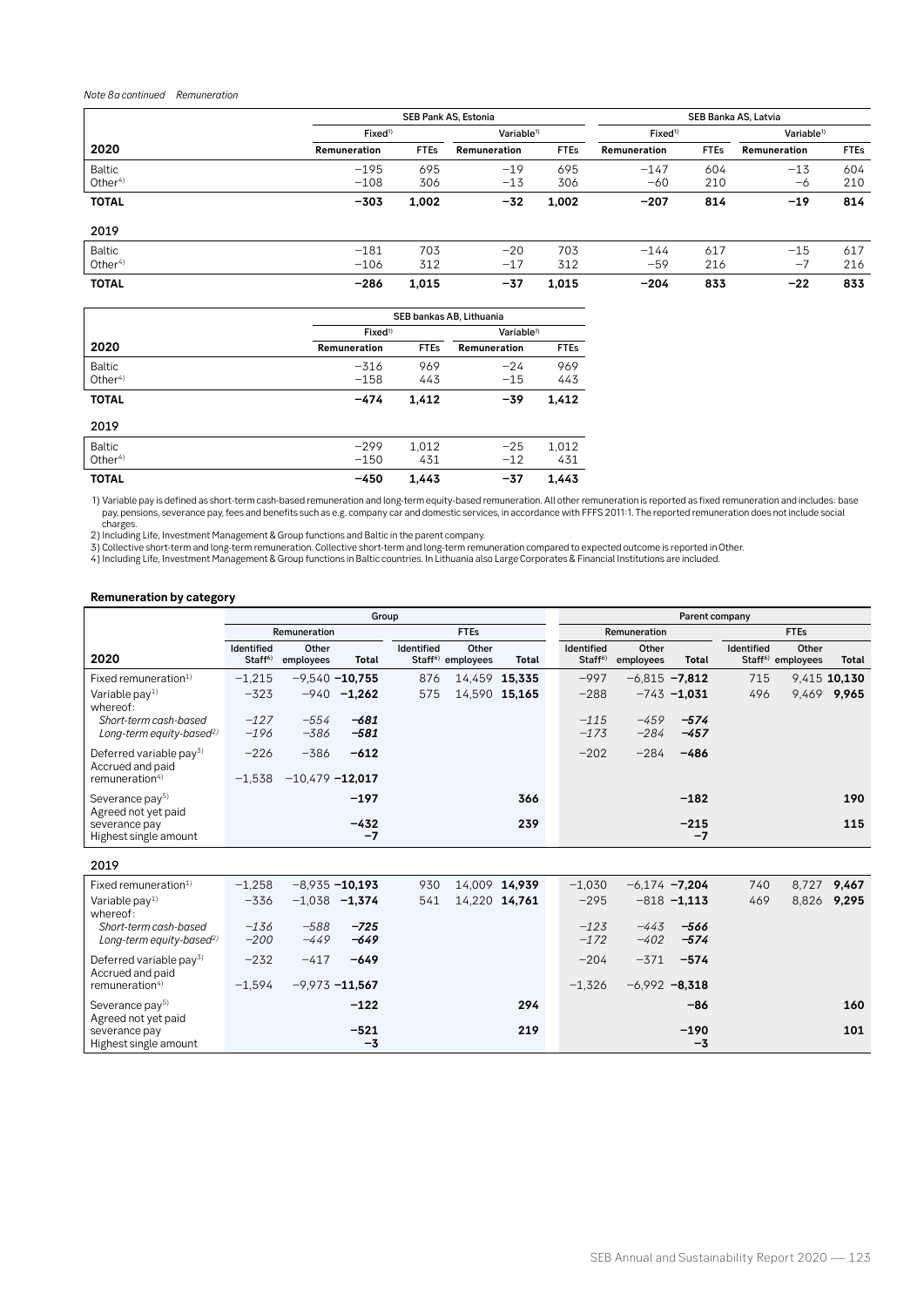*Note 8a continued Remuneration*

| 2020 | SEB Pank AS, Estonia | | | | SEB Banka AS, Latvia | | | |
|---|---|---|---|---|---|---|---|---|
| | Fixed[1] | | Variable[1] | | Fixed[1] | | Variable[1] | |
| | Remuneration | FTEs | Remuneration | FTEs | Remuneration | FTEs | Remuneration | FTEs |
| Baltic | −195 | 695 | −19 | 695 | −147 | 604 | −13 | 604 |
| Other[4] | −108 | 306 | −13 | 306 | −60 | 210 | −6 | 210 |
| **TOTAL** | **−303** | **1,002** | **−32** | **1,002** | **−207** | **814** | **−19** | **814** |
| **2019** | | | | | | | | |
| Baltic | −181 | 703 | −20 | 703 | −144 | 617 | −15 | 617 |
| Other[4] | −106 | 312 | −17 | 312 | −59 | 216 | −7 | 216 |
| **TOTAL** | **−286** | **1,015** | **−37** | **1,015** | **−204** | **833** | **−22** | **833** |

| 2020 | SEB bankas AB, Lithuania | | | |
|---|---|---|---|---|
| | Fixed[1] | | Variable[1] | |
| | Remuneration | FTEs | Remuneration | FTEs |
| Baltic | −316 | 969 | −24 | 969 |
| Other[4] | −158 | 443 | −15 | 443 |
| **TOTAL** | **−474** | **1,412** | **−39** | **1,412** |
| **2019** | | | | |
| Baltic | −299 | 1,012 | −25 | 1,012 |
| Other[4] | −150 | 431 | −12 | 431 |
| **TOTAL** | **−450** | **1,443** | **−37** | **1,443** |

1) Variable pay is defined as short-term cash-based remuneration and long-term equity-based remuneration. All other remuneration is reported as fixed remuneration and includes: base pay, pensions, severance pay, fees and benefits such as e.g. company car and domestic services, in accordance with FFFS 2011:1. The reported remuneration does not include social charges.
2) Including Life, Investment Management & Group functions and Baltic in the parent company.
3) Collective short-term and long-term remuneration. Collective short-term and long-term remuneration compared to expected outcome is reported in Other.
4) Including Life, Investment Management & Group functions in Baltic countries. In Lithuania also Large Corporates & Financial Institutions are included.

**Remuneration by category**

| 2020 | Group | | | | | | Parent company | | | | | |
|---|---|---|---|---|---|---|---|---|---|---|---|---|
| | Remuneration | | | FTEs | | | Remuneration | | | FTEs | | |
| | Identified Staff[6] | Other employees | Total | Identified Staff[6] | Other employees | Total | Identified Staff[6] | Other employees | Total | Identified Staff[6] | Other employees | Total |
| Fixed remuneration[1] | −1,215 | −9,540 | **−10,755** | 876 | 14,459 | **15,335** | −997 | −6,815 | **−7,812** | 715 | 9,415 | **10,130** |
| Variable pay[1] whereof: | −323 | −940 | **−1,262** | 575 | 14,590 | **15,165** | −288 | −743 | **−1,031** | 496 | 9,469 | **9,965** |
| *Short-term cash-based* | *−127* | *−554* | ***−681*** | | | | *−115* | *−459* | ***−574*** | | | |
| *Long-term equity-based[2]* | *−196* | *−386* | ***−581*** | | | | *−173* | *−284* | ***−457*** | | | |
| Deferred variable pay[3] | −226 | −386 | **−612** | | | | −202 | −284 | **−486** | | | |
| Accrued and paid remuneration[4] | −1,538 | −10,479 | **−12,017** | | | | | | | | | |
| Severance pay[5] | | | **−197** | | | **366** | | | **−182** | | | **190** |
| Agreed not yet paid severance pay | | | **−432** | | | **239** | | | **−215** | | | **115** |
| Highest single amount | | | **−7** | | | | | | **−7** | | | |
| **2019** | | | | | | | | | | | | |
| Fixed remuneration[1] | −1,258 | −8,935 | **−10,193** | 930 | 14,009 | **14,939** | −1,030 | −6,174 | **−7,204** | 740 | 8,727 | **9,467** |
| Variable pay[1] whereof: | −336 | −1,038 | **−1,374** | 541 | 14,220 | **14,761** | −295 | −818 | **−1,113** | 469 | 8,826 | **9,295** |
| *Short-term cash-based* | *−136* | *−588* | ***−725*** | | | | *−123* | *−443* | ***−566*** | | | |
| *Long-term equity-based[2]* | *−200* | *−449* | ***−649*** | | | | *−172* | *−402* | ***−574*** | | | |
| Deferred variable pay[3] | −232 | −417 | **−649** | | | | −204 | −371 | **−574** | | | |
| Accrued and paid remuneration[4] | −1,594 | −9,973 | **−11,567** | | | | −1,326 | −6,992 | **−8,318** | | | |
| Severance pay[5] | | | **−122** | | | **294** | | | **−86** | | | **160** |
| Agreed not yet paid severance pay | | | **−521** | | | **219** | | | **−190** | | | **101** |
| Highest single amount | | | **−3** | | | | | | **−3** | | | |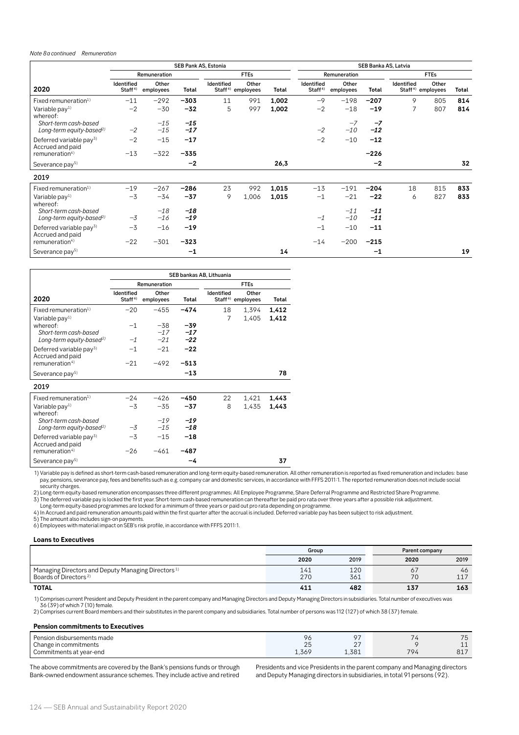*Note 8a continued Remuneration*

| | SEB Pank AS, Estonia | | | | | | SEB Banka AS, Latvia | | | | | |
|---|---|---|---|---|---|---|---|---|---|---|---|---|
| | Remuneration | | | FTEs | | | Remuneration | | | FTEs | | |
| **2020** | Identified Staff[6] | Other employees | Total | Identified Staff[6] | Other employees | Total | Identified Staff[6] | Other employees | Total | Identified Staff[6] | Other employees | Total |
| Fixed remuneration[1] | −11 | −292 | **−303** | 11 | 991 | **1,002** | −9 | −198 | **−207** | 9 | 805 | **814** |
| Variable pay[1] | −2 | −30 | **−32** | 5 | 997 | **1,002** | −2 | −18 | **−19** | 7 | 807 | **814** |
| whereof: | | | | | | | | | | | | |
| *Short-term cash-based* | | *−15* | ***−15*** | | | | | *−7* | ***−7*** | | | |
| *Long-term equity-based*[2] | *−2* | *−15* | ***−17*** | | | | *−2* | *−10* | ***−12*** | | | |
| Deferred variable pay[3] | −2 | −15 | **−17** | | | | −2 | −10 | **−12** | | | |
| Accrued and paid remuneration[4] | −13 | −322 | **−335** | | | | | | **−226** | | | |
| Severance pay[5] | | | **−2** | | | **26,3** | | | **−2** | | | **32** |
| **2019** | | | | | | | | | | | | |
| Fixed remuneration[1] | −19 | −267 | **−286** | 23 | 992 | **1,015** | −13 | −191 | **−204** | 18 | 815 | **833** |
| Variable pay[1] | −3 | −34 | **−37** | 9 | 1,006 | **1,015** | −1 | −21 | **−22** | 6 | 827 | **833** |
| whereof: | | | | | | | | | | | | |
| *Short-term cash-based* | | *−18* | ***−18*** | | | | | *−11* | ***−11*** | | | |
| *Long-term equity-based*[2] | *−3* | *−16* | ***−19*** | | | | *−1* | *−10* | ***−11*** | | | |
| Deferred variable pay[3] | −3 | −16 | **−19** | | | | −1 | −10 | **−11** | | | |
| Accrued and paid remuneration[4] | −22 | −301 | **−323** | | | | −14 | −200 | **−215** | | | |
| Severance pay[5] | | | **−1** | | | **14** | | | **−1** | | | **19** |

| | SEB bankas AB, Lithuania | | | | | |
|---|---|---|---|---|---|---|
| | Remuneration | | | FTEs | | |
| **2020** | Identified Staff[6] | Other employees | Total | Identified Staff[6] | Other employees | Total |
| Fixed remuneration[1] | −20 | −455 | **−474** | 18 | 1,394 | **1,412** |
| Variable pay[1] | | | | 7 | 1,405 | **1,412** |
| whereof: | −1 | −38 | **−39** | | | |
| *Short-term cash-based* | | *−17* | ***−17*** | | | |
| *Long-term equity-based*[2] | *−1* | *−21* | ***−22*** | | | |
| Deferred variable pay[3] | −1 | −21 | **−22** | | | |
| Accrued and paid remuneration[4] | −21 | −492 | **−513** | | | |
| Severance pay[5] | | | **−13** | | | **78** |
| **2019** | | | | | | |
| Fixed remuneration[1] | −24 | −426 | **−450** | 22 | 1,421 | **1,443** |
| Variable pay[1] | −3 | −35 | **−37** | 8 | 1,435 | **1,443** |
| whereof: | | | | | | |
| *Short-term cash-based* | | *−19* | ***−19*** | | | |
| *Long-term equity-based*[2] | *−3* | *−15* | ***−18*** | | | |
| Deferred variable pay[3] | −3 | −15 | **−18** | | | |
| Accrued and paid remuneration[4] | −26 | −461 | **−487** | | | |
| Severance pay[5] | | | **−4** | | | **37** |

1) Variable pay is defined as short-term cash-based remuneration and long-term equity-based remuneration. All other remuneration is reported as fixed remuneration and includes: base pay, pensions, severance pay, fees and benefits such as e.g. company car and domestic services, in accordance with FFFS 2011:1. The reported remuneration does not include social security charges.
2) Long-term equity-based remuneration encompasses three different programmes; All Employee Programme, Share Deferral Programme and Restricted Share Programme.
3) The deferred variable pay is locked the first year. Short-term cash-based remuneration can thereafter be paid pro rata over three years after a possible risk adjustment. Long-term equity-based programmes are locked for a minimum of three years or paid out pro rata depending on programme.
4) In Accrued and paid remuneration amounts paid within the first quarter after the accrual is included. Deferred variable pay has been subject to risk adjustment.
5) The amount also includes sign-on payments.
6) Employees with material impact on SEB's risk profile, in accordance with FFFS 2011:1.

**Loans to Executives**

| | Group | | Parent company | |
|---|---|---|---|---|
| | 2020 | 2019 | 2020 | 2019 |
| Managing Directors and Deputy Managing Directors[1] | 141 | 120 | 67 | 46 |
| Boards of Directors[2] | 270 | 361 | 70 | 117 |
| **TOTAL** | **411** | **482** | **137** | **163** |

1) Comprises current President and Deputy President in the parent company and Managing Directors and Deputy Managing Directors in subsidiaries. Total number of executives was 36 (39) of which 7 (10) female.
2) Comprises current Board members and their substitutes in the parent company and subsidiaries. Total number of persons was 112 (127) of which 38 (37) female.

**Pension commitments to Executives**

| | Group | | Parent company | |
|---|---|---|---|---|
| | 2020 | 2019 | 2020 | 2019 |
| Pension disbursements made | 96 | 97 | 74 | 75 |
| Change in commitments | 25 | 27 | 9 | 11 |
| Commitments at year-end | 1,369 | 1,381 | 794 | 817 |

The above commitments are covered by the Bank's pensions funds or through Bank-owned endowment assurance schemes. They include active and retired Presidents and vice Presidents in the parent company and Managing directors and Deputy Managing directors in subsidiaries, in total 91 persons (92).